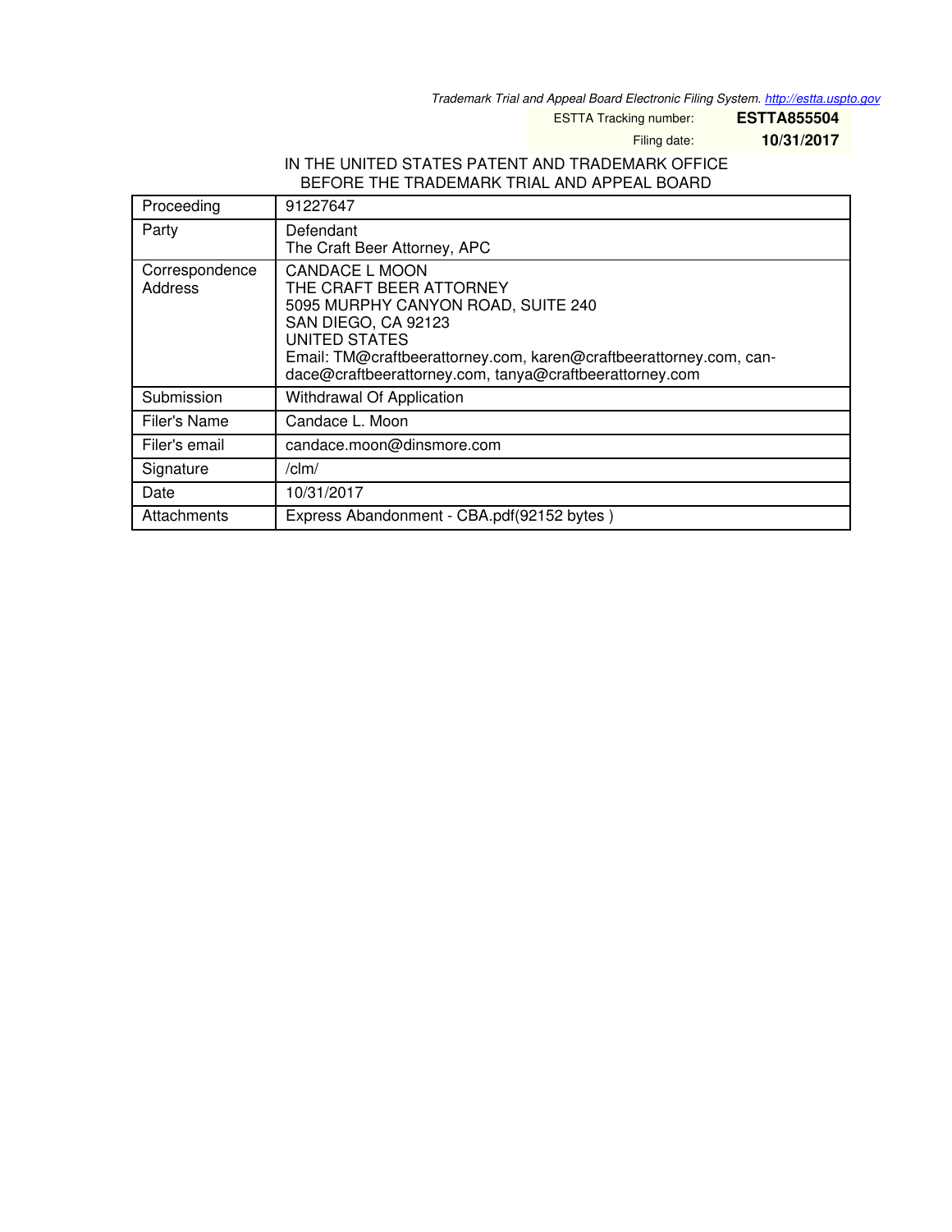*Trademark Trial and Appeal Board Electronic Filing System. http://estta.uspto.gov*

ESTTA Tracking number: **ESTTA855504**

Filing date: **10/31/2017**

IN THE UNITED STATES PATENT AND TRADEMARK OFFICE
BEFORE THE TRADEMARK TRIAL AND APPEAL BOARD

| | |
|---|---|
| Proceeding | 91227647 |
| Party | Defendant<br>The Craft Beer Attorney, APC |
| Correspondence Address | CANDACE L MOON<br>THE CRAFT BEER ATTORNEY<br>5095 MURPHY CANYON ROAD, SUITE 240<br>SAN DIEGO, CA 92123<br>UNITED STATES<br>Email: TM@craftbeerattorney.com, karen@craftbeerattorney.com, candace@craftbeerattorney.com, tanya@craftbeerattorney.com |
| Submission | Withdrawal Of Application |
| Filer's Name | Candace L. Moon |
| Filer's email | candace.moon@dinsmore.com |
| Signature | /clm/ |
| Date | 10/31/2017 |
| Attachments | Express Abandonment - CBA.pdf(92152 bytes ) |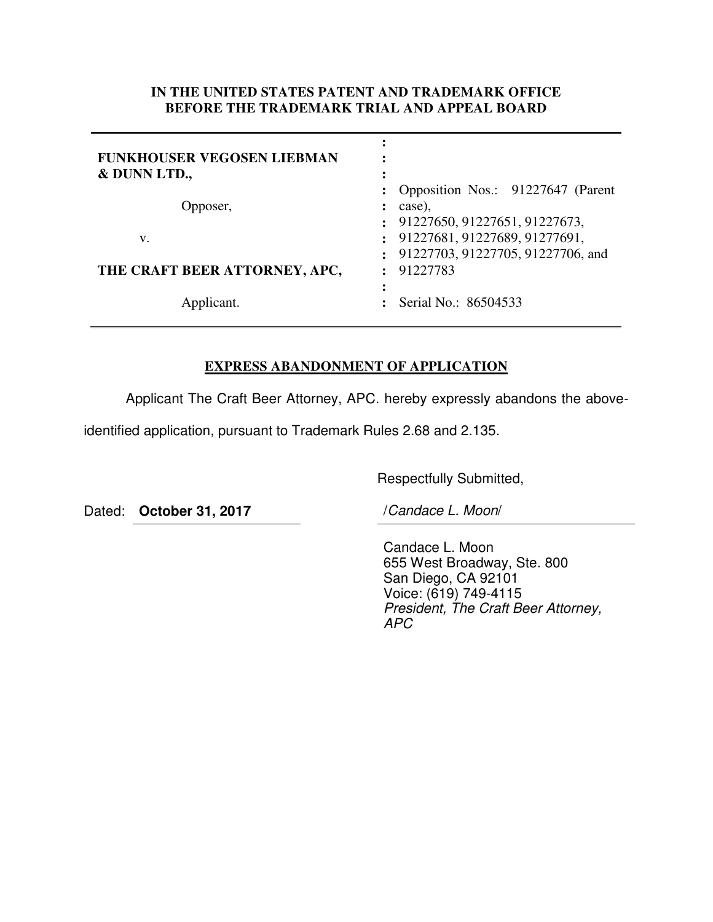**IN THE UNITED STATES PATENT AND TRADEMARK OFFICE**
**BEFORE THE TRADEMARK TRIAL AND APPEAL BOARD**

| | |
|---|---|
| **FUNKHOUSER VEGOSEN LIEBMAN & DUNN LTD.,** | Opposition Nos.: 91227647 (Parent case), 91227650, 91227651, 91227673, 91227681, 91227689, 91277691, 91227703, 91227705, 91227706, and 91227783 |
| Opposer, | |
| v. | |
| **THE CRAFT BEER ATTORNEY, APC,** | |
| Applicant. | Serial No.: 86504533 |

**EXPRESS ABANDONMENT OF APPLICATION**

Applicant The Craft Beer Attorney, APC. hereby expressly abandons the above-identified application, pursuant to Trademark Rules 2.68 and 2.135.

Respectfully Submitted,

Dated: **October 31, 2017**

/*Candace L. Moon*/

Candace L. Moon
655 West Broadway, Ste. 800
San Diego, CA 92101
Voice: (619) 749-4115
*President, The Craft Beer Attorney, APC*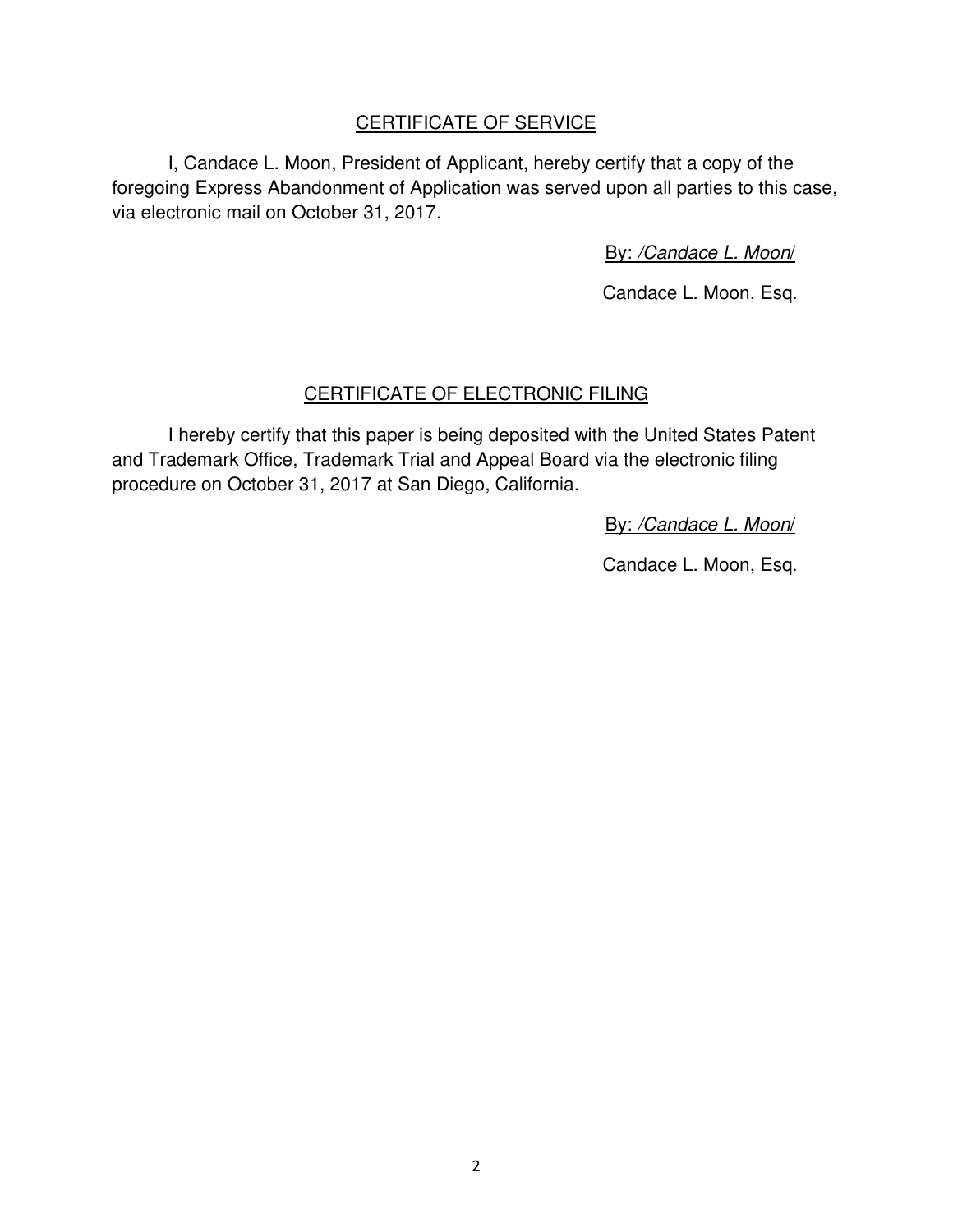## CERTIFICATE OF SERVICE

I, Candace L. Moon, President of Applicant, hereby certify that a copy of the foregoing Express Abandonment of Application was served upon all parties to this case, via electronic mail on October 31, 2017.

By: */Candace L. Moon/*

Candace L. Moon, Esq.

## CERTIFICATE OF ELECTRONIC FILING

I hereby certify that this paper is being deposited with the United States Patent and Trademark Office, Trademark Trial and Appeal Board via the electronic filing procedure on October 31, 2017 at San Diego, California.

By: */Candace L. Moon/*

Candace L. Moon, Esq.